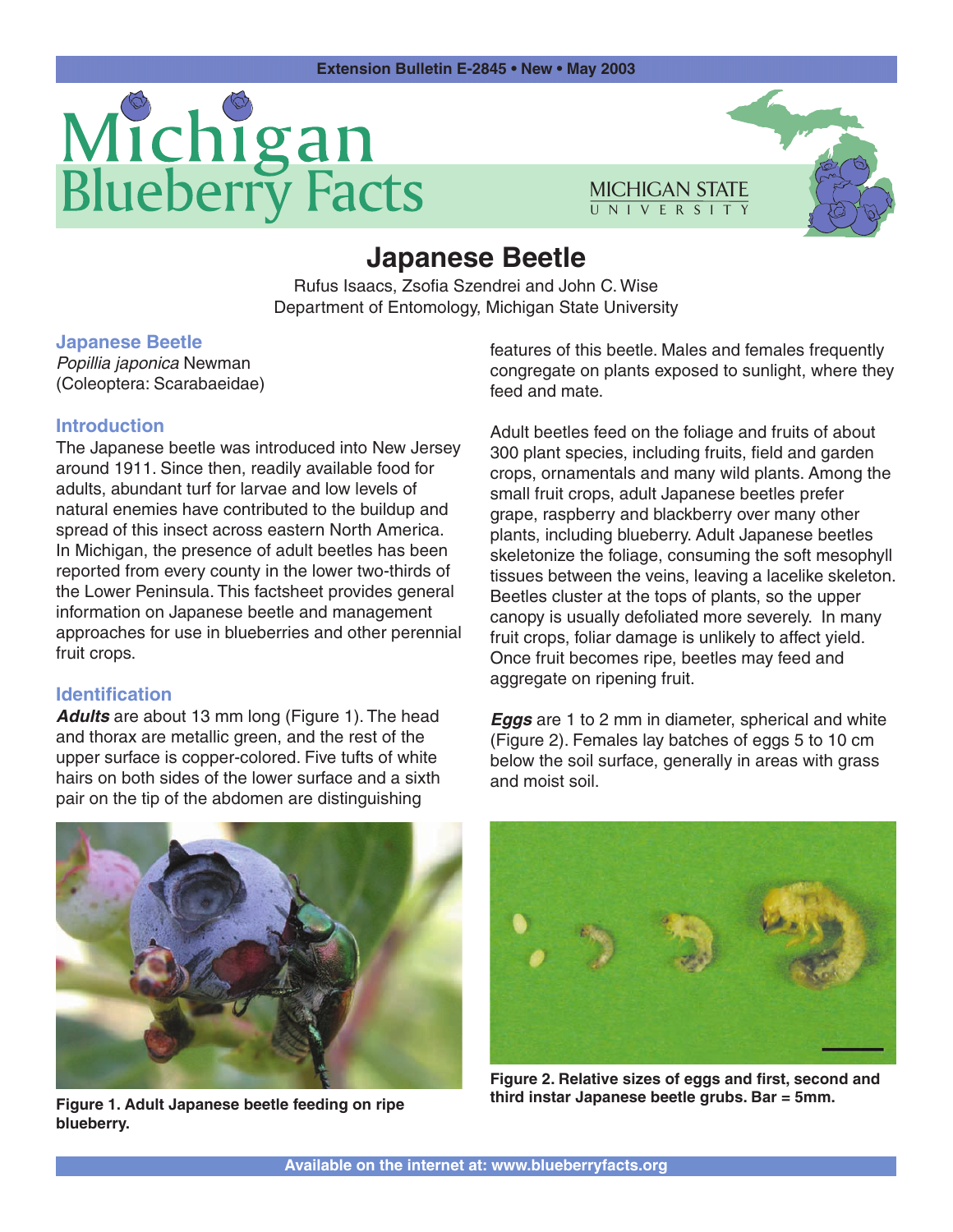Extension Bulletin E-2845 • New • May 2003

# Michigan Blueberry Facts

MICHIGAN STATE UNIVERSITY

## Japanese Beetle

Rufus Isaacs, Zsofia Szendrei and John C. Wise
Department of Entomology, Michigan State University

### Japanese Beetle

*Popillia japonica* Newman
(Coleoptera: Scarabaeidae)

### Introduction

The Japanese beetle was introduced into New Jersey around 1911. Since then, readily available food for adults, abundant turf for larvae and low levels of natural enemies have contributed to the buildup and spread of this insect across eastern North America. In Michigan, the presence of adult beetles has been reported from every county in the lower two-thirds of the Lower Peninsula. This factsheet provides general information on Japanese beetle and management approaches for use in blueberries and other perennial fruit crops.

### Identification

***Adults*** are about 13 mm long (Figure 1). The head and thorax are metallic green, and the rest of the upper surface is copper-colored. Five tufts of white hairs on both sides of the lower surface and a sixth pair on the tip of the abdomen are distinguishing features of this beetle. Males and females frequently congregate on plants exposed to sunlight, where they feed and mate.

Adult beetles feed on the foliage and fruits of about 300 plant species, including fruits, field and garden crops, ornamentals and many wild plants. Among the small fruit crops, adult Japanese beetles prefer grape, raspberry and blackberry over many other plants, including blueberry. Adult Japanese beetles skeletonize the foliage, consuming the soft mesophyll tissues between the veins, leaving a lacelike skeleton. Beetles cluster at the tops of plants, so the upper canopy is usually defoliated more severely. In many fruit crops, foliar damage is unlikely to affect yield. Once fruit becomes ripe, beetles may feed and aggregate on ripening fruit.

***Eggs*** are 1 to 2 mm in diameter, spherical and white (Figure 2). Females lay batches of eggs 5 to 10 cm below the soil surface, generally in areas with grass and moist soil.

**Figure 1. Adult Japanese beetle feeding on ripe blueberry.**

**Figure 2. Relative sizes of eggs and first, second and third instar Japanese beetle grubs. Bar = 5mm.**

Available on the internet at: www.blueberryfacts.org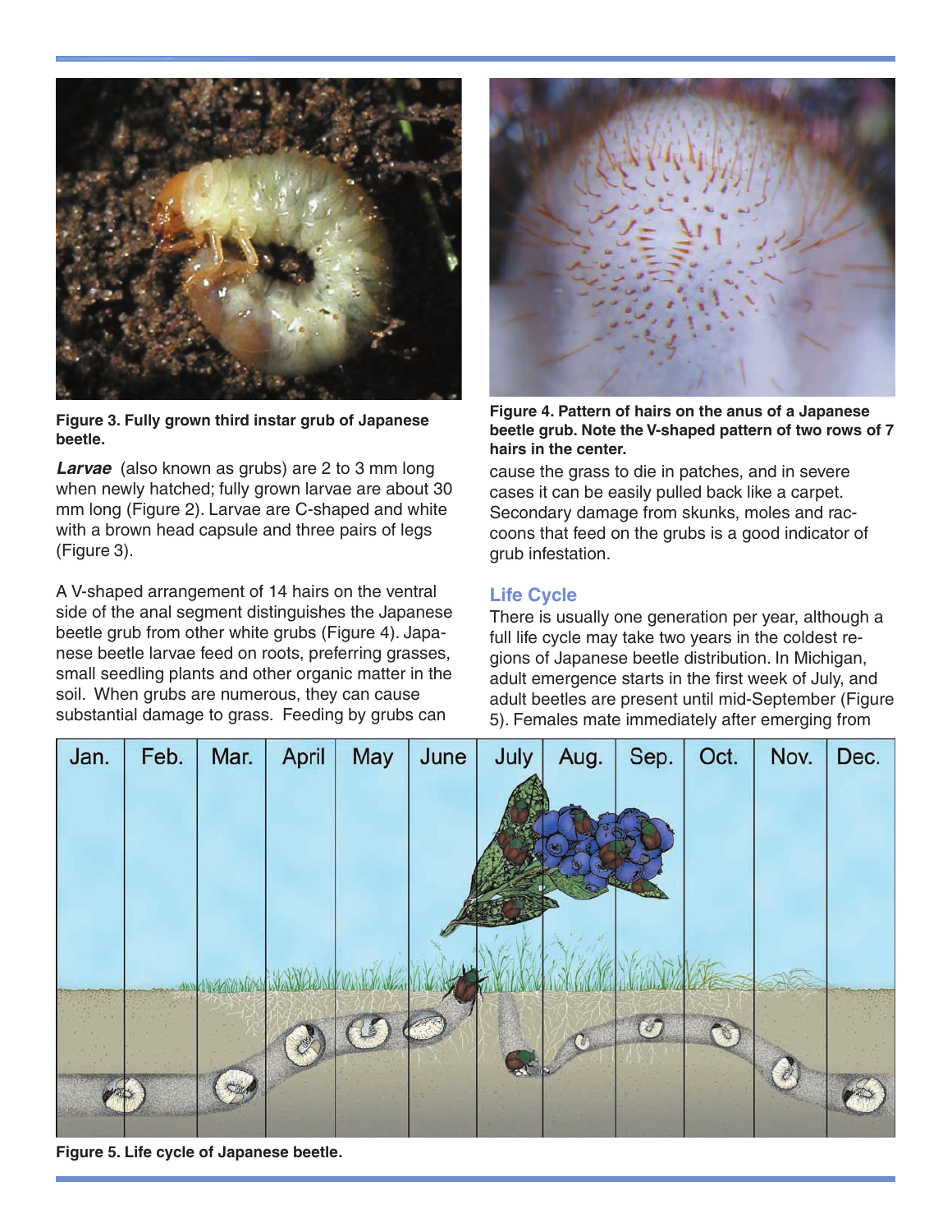**Figure 3. Fully grown third instar grub of Japanese beetle.**

***Larvae*** (also known as grubs) are 2 to 3 mm long when newly hatched; fully grown larvae are about 30 mm long (Figure 2). Larvae are C-shaped and white with a brown head capsule and three pairs of legs (Figure 3).

A V-shaped arrangement of 14 hairs on the ventral side of the anal segment distinguishes the Japanese beetle grub from other white grubs (Figure 4). Japanese beetle larvae feed on roots, preferring grasses, small seedling plants and other organic matter in the soil. When grubs are numerous, they can cause substantial damage to grass. Feeding by grubs can cause the grass to die in patches, and in severe cases it can be easily pulled back like a carpet. Secondary damage from skunks, moles and raccoons that feed on the grubs is a good indicator of grub infestation.

**Figure 4. Pattern of hairs on the anus of a Japanese beetle grub. Note the V-shaped pattern of two rows of 7 hairs in the center.**

## Life Cycle

There is usually one generation per year, although a full life cycle may take two years in the coldest regions of Japanese beetle distribution. In Michigan, adult emergence starts in the first week of July, and adult beetles are present until mid-September (Figure 5). Females mate immediately after emerging from

**Figure 5. Life cycle of Japanese beetle.**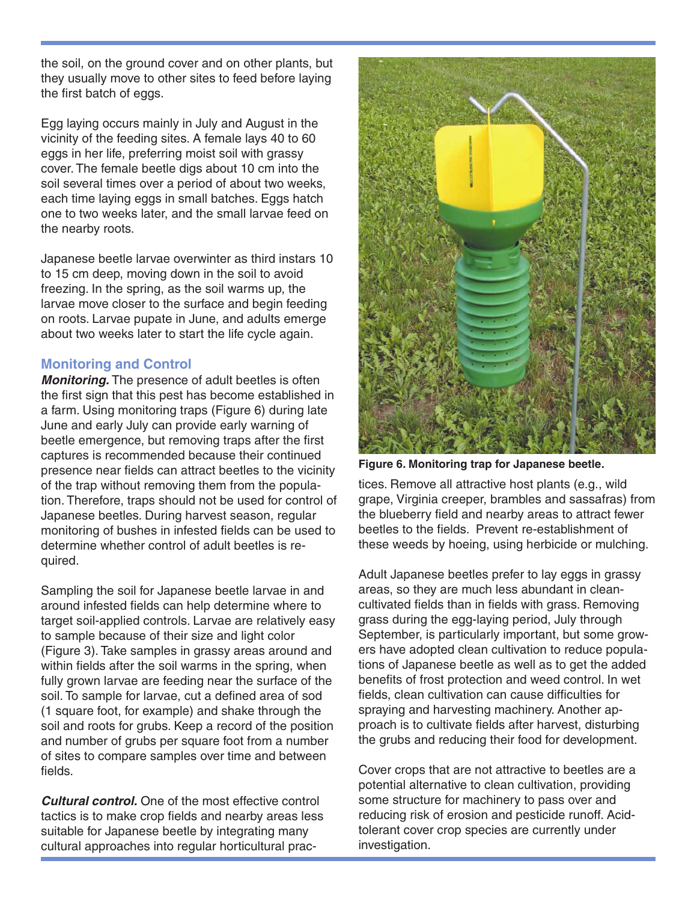the soil, on the ground cover and on other plants, but they usually move to other sites to feed before laying the first batch of eggs.

Egg laying occurs mainly in July and August in the vicinity of the feeding sites. A female lays 40 to 60 eggs in her life, preferring moist soil with grassy cover. The female beetle digs about 10 cm into the soil several times over a period of about two weeks, each time laying eggs in small batches. Eggs hatch one to two weeks later, and the small larvae feed on the nearby roots.

Japanese beetle larvae overwinter as third instars 10 to 15 cm deep, moving down in the soil to avoid freezing. In the spring, as the soil warms up, the larvae move closer to the surface and begin feeding on roots. Larvae pupate in June, and adults emerge about two weeks later to start the life cycle again.

### Monitoring and Control

***Monitoring.*** The presence of adult beetles is often the first sign that this pest has become established in a farm. Using monitoring traps (Figure 6) during late June and early July can provide early warning of beetle emergence, but removing traps after the first captures is recommended because their continued presence near fields can attract beetles to the vicinity of the trap without removing them from the population. Therefore, traps should not be used for control of Japanese beetles. During harvest season, regular monitoring of bushes in infested fields can be used to determine whether control of adult beetles is required.

Sampling the soil for Japanese beetle larvae in and around infested fields can help determine where to target soil-applied controls. Larvae are relatively easy to sample because of their size and light color (Figure 3). Take samples in grassy areas around and within fields after the soil warms in the spring, when fully grown larvae are feeding near the surface of the soil. To sample for larvae, cut a defined area of sod (1 square foot, for example) and shake through the soil and roots for grubs. Keep a record of the position and number of grubs per square foot from a number of sites to compare samples over time and between fields.

***Cultural control.*** One of the most effective control tactics is to make crop fields and nearby areas less suitable for Japanese beetle by integrating many cultural approaches into regular horticultural practices. Remove all attractive host plants (e.g., wild grape, Virginia creeper, brambles and sassafras) from the blueberry field and nearby areas to attract fewer beetles to the fields. Prevent re-establishment of these weeds by hoeing, using herbicide or mulching.

**Figure 6. Monitoring trap for Japanese beetle.**

Adult Japanese beetles prefer to lay eggs in grassy areas, so they are much less abundant in clean-cultivated fields than in fields with grass. Removing grass during the egg-laying period, July through September, is particularly important, but some growers have adopted clean cultivation to reduce populations of Japanese beetle as well as to get the added benefits of frost protection and weed control. In wet fields, clean cultivation can cause difficulties for spraying and harvesting machinery. Another approach is to cultivate fields after harvest, disturbing the grubs and reducing their food for development.

Cover crops that are not attractive to beetles are a potential alternative to clean cultivation, providing some structure for machinery to pass over and reducing risk of erosion and pesticide runoff. Acid-tolerant cover crop species are currently under investigation.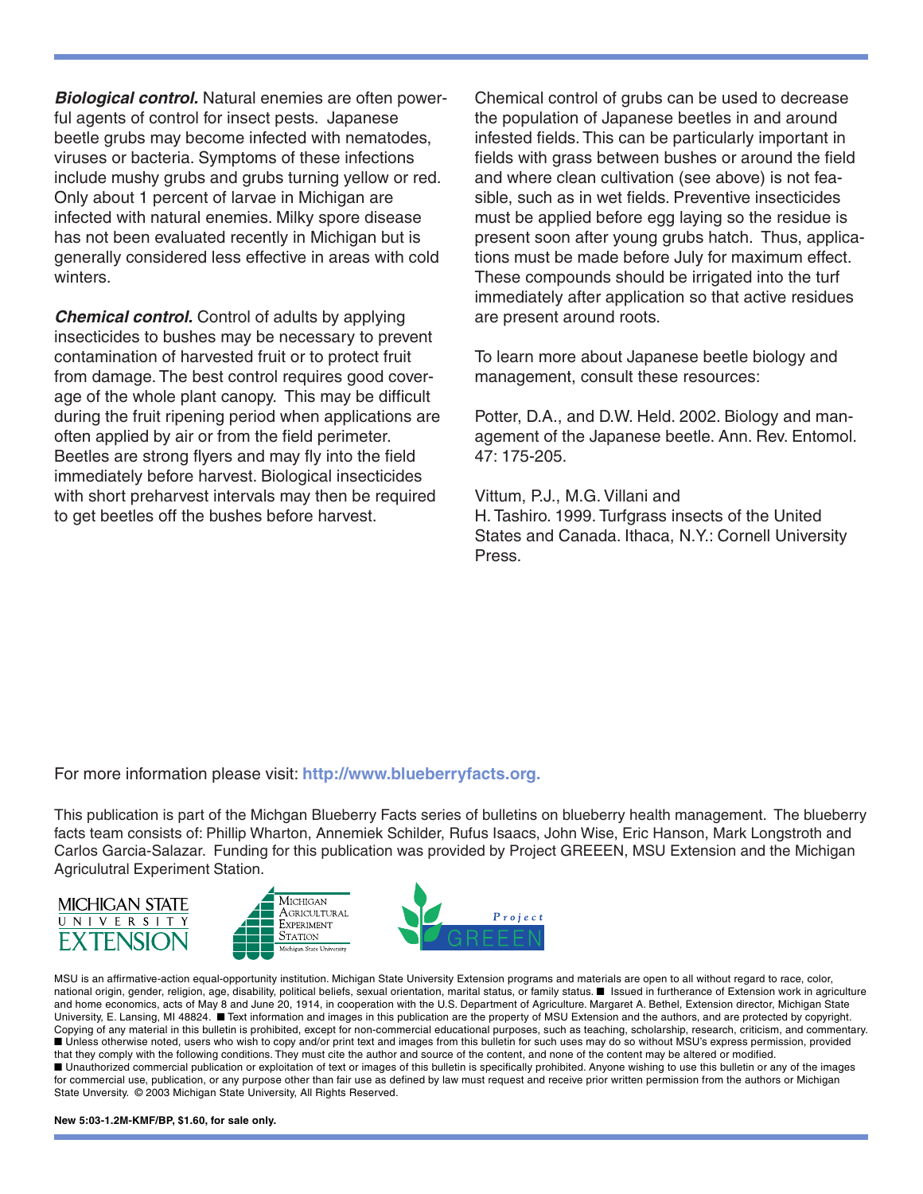***Biological control.*** Natural enemies are often powerful agents of control for insect pests. Japanese beetle grubs may become infected with nematodes, viruses or bacteria. Symptoms of these infections include mushy grubs and grubs turning yellow or red. Only about 1 percent of larvae in Michigan are infected with natural enemies. Milky spore disease has not been evaluated recently in Michigan but is generally considered less effective in areas with cold winters.

***Chemical control.*** Control of adults by applying insecticides to bushes may be necessary to prevent contamination of harvested fruit or to protect fruit from damage. The best control requires good coverage of the whole plant canopy. This may be difficult during the fruit ripening period when applications are often applied by air or from the field perimeter. Beetles are strong flyers and may fly into the field immediately before harvest. Biological insecticides with short preharvest intervals may then be required to get beetles off the bushes before harvest.

Chemical control of grubs can be used to decrease the population of Japanese beetles in and around infested fields. This can be particularly important in fields with grass between bushes or around the field and where clean cultivation (see above) is not feasible, such as in wet fields. Preventive insecticides must be applied before egg laying so the residue is present soon after young grubs hatch. Thus, applications must be made before July for maximum effect. These compounds should be irrigated into the turf immediately after application so that active residues are present around roots.

To learn more about Japanese beetle biology and management, consult these resources:

Potter, D.A., and D.W. Held. 2002. Biology and management of the Japanese beetle. Ann. Rev. Entomol. 47: 175-205.

Vittum, P.J., M.G. Villani and H. Tashiro. 1999. Turfgrass insects of the United States and Canada. Ithaca, N.Y.: Cornell University Press.

For more information please visit: **http://www.blueberryfacts.org.**

This publication is part of the Michgan Blueberry Facts series of bulletins on blueberry health management. The blueberry facts team consists of: Phillip Wharton, Annemiek Schilder, Rufus Isaacs, John Wise, Eric Hanson, Mark Longstroth and Carlos Garcia-Salazar. Funding for this publication was provided by Project GREEEN, MSU Extension and the Michigan Agriculutral Experiment Station.

MICHIGAN STATE UNIVERSITY EXTENSION

MICHIGAN AGRICULTURAL EXPERIMENT STATION Michigan State University

Project GREEEN

MSU is an affirmative-action equal-opportunity institution. Michigan State University Extension programs and materials are open to all without regard to race, color, national origin, gender, religion, age, disability, political beliefs, sexual orientation, marital status, or family status. ■ Issued in furtherance of Extension work in agriculture and home economics, acts of May 8 and June 20, 1914, in cooperation with the U.S. Department of Agriculture. Margaret A. Bethel, Extension director, Michigan State University, E. Lansing, MI 48824. ■ Text information and images in this publication are the property of MSU Extension and the authors, and are protected by copyright. Copying of any material in this bulletin is prohibited, except for non-commercial educational purposes, such as teaching, scholarship, research, criticism, and commentary. ■ Unless otherwise noted, users who wish to copy and/or print text and images from this bulletin for such uses may do so without MSU's express permission, provided that they comply with the following conditions. They must cite the author and source of the content, and none of the content may be altered or modified. ■ Unauthorized commercial publication or exploitation of text or images of this bulletin is specifically prohibited. Anyone wishing to use this bulletin or any of the images for commercial use, publication, or any purpose other than fair use as defined by law must request and receive prior written permission from the authors or Michigan State Unversity. © 2003 Michigan State University, All Rights Reserved.

**New 5:03-1.2M-KMF/BP, $1.60, for sale only.**